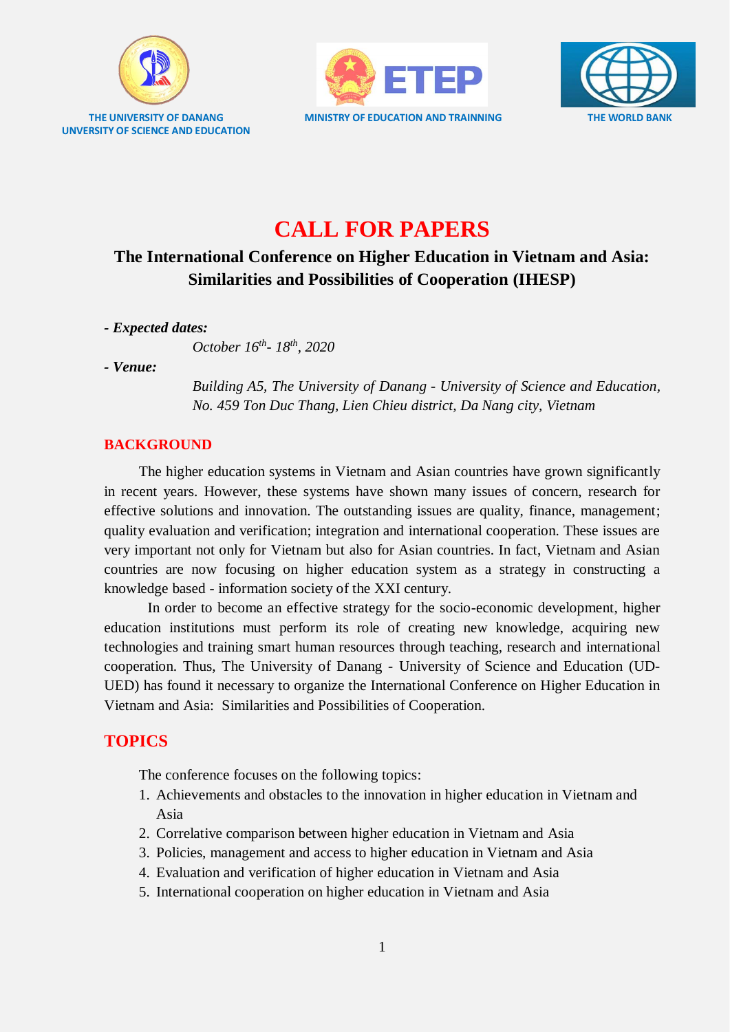THE UNIVERSITY OF DANANG
UNVERSITY OF SCIENCE AND EDUCATION

MINISTRY OF EDUCATION AND TRAINNING

THE WORLD BANK

# CALL FOR PAPERS

## The International Conference on Higher Education in Vietnam and Asia: Similarities and Possibilities of Cooperation (IHESP)

***- Expected dates:***

*October 16th- 18th, 2020*

***- Venue:***

*Building A5, The University of Danang - University of Science and Education, No. 459 Ton Duc Thang, Lien Chieu district, Da Nang city, Vietnam*

## BACKGROUND

The higher education systems in Vietnam and Asian countries have grown significantly in recent years. However, these systems have shown many issues of concern, research for effective solutions and innovation. The outstanding issues are quality, finance, management; quality evaluation and verification; integration and international cooperation. These issues are very important not only for Vietnam but also for Asian countries. In fact, Vietnam and Asian countries are now focusing on higher education system as a strategy in constructing a knowledge based - information society of the XXI century.

In order to become an effective strategy for the socio-economic development, higher education institutions must perform its role of creating new knowledge, acquiring new technologies and training smart human resources through teaching, research and international cooperation. Thus, The University of Danang - University of Science and Education (UD-UED) has found it necessary to organize the International Conference on Higher Education in Vietnam and Asia: Similarities and Possibilities of Cooperation.

## TOPICS

The conference focuses on the following topics:

1. Achievements and obstacles to the innovation in higher education in Vietnam and Asia
2. Correlative comparison between higher education in Vietnam and Asia
3. Policies, management and access to higher education in Vietnam and Asia
4. Evaluation and verification of higher education in Vietnam and Asia
5. International cooperation on higher education in Vietnam and Asia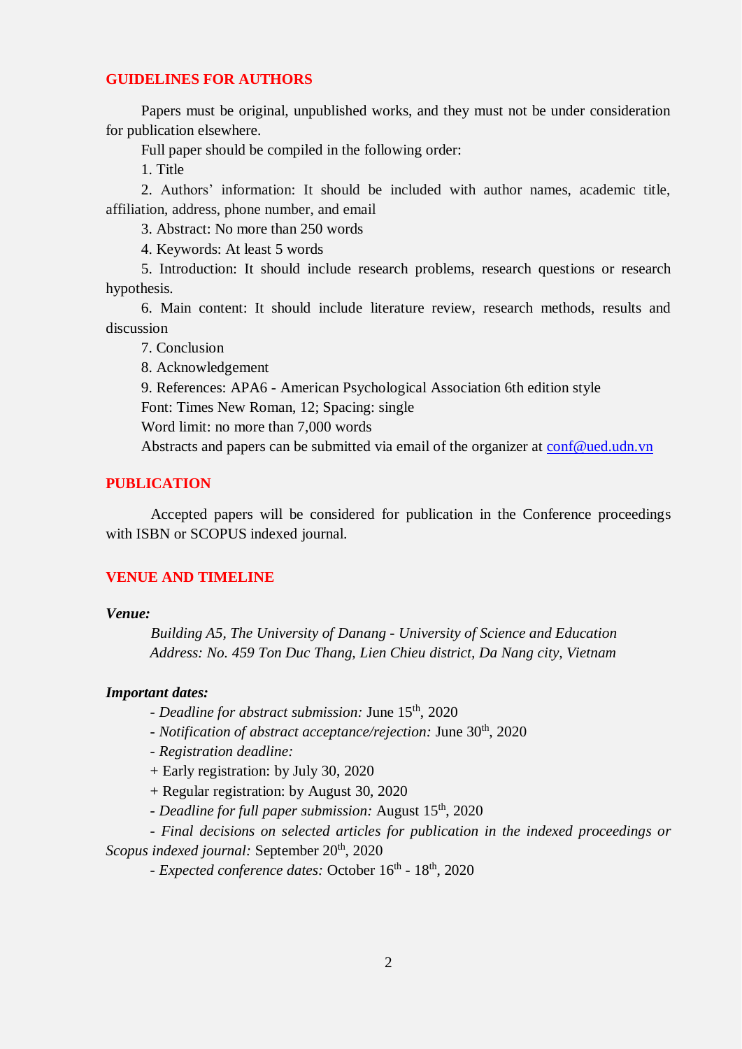## GUIDELINES FOR AUTHORS

Papers must be original, unpublished works, and they must not be under consideration for publication elsewhere.

Full paper should be compiled in the following order:

1. Title
2. Authors' information: It should be included with author names, academic title, affiliation, address, phone number, and email
3. Abstract: No more than 250 words
4. Keywords: At least 5 words
5. Introduction: It should include research problems, research questions or research hypothesis.
6. Main content: It should include literature review, research methods, results and discussion
7. Conclusion
8. Acknowledgement
9. References: APA6 - American Psychological Association 6th edition style

Font: Times New Roman, 12; Spacing: single

Word limit: no more than 7,000 words

Abstracts and papers can be submitted via email of the organizer at conf@ued.udn.vn

## PUBLICATION

Accepted papers will be considered for publication in the Conference proceedings with ISBN or SCOPUS indexed journal.

## VENUE AND TIMELINE

***Venue:***

*Building A5, The University of Danang - University of Science and Education*
*Address: No. 459 Ton Duc Thang, Lien Chieu district, Da Nang city, Vietnam*

***Important dates:***

- *Deadline for abstract submission:* June 15th, 2020
- *Notification of abstract acceptance/rejection:* June 30th, 2020
- *Registration deadline:*
  + Early registration: by July 30, 2020
  + Regular registration: by August 30, 2020
- *Deadline for full paper submission:* August 15th, 2020
- *Final decisions on selected articles for publication in the indexed proceedings or Scopus indexed journal:* September 20th, 2020
- *Expected conference dates:* October 16th - 18th, 2020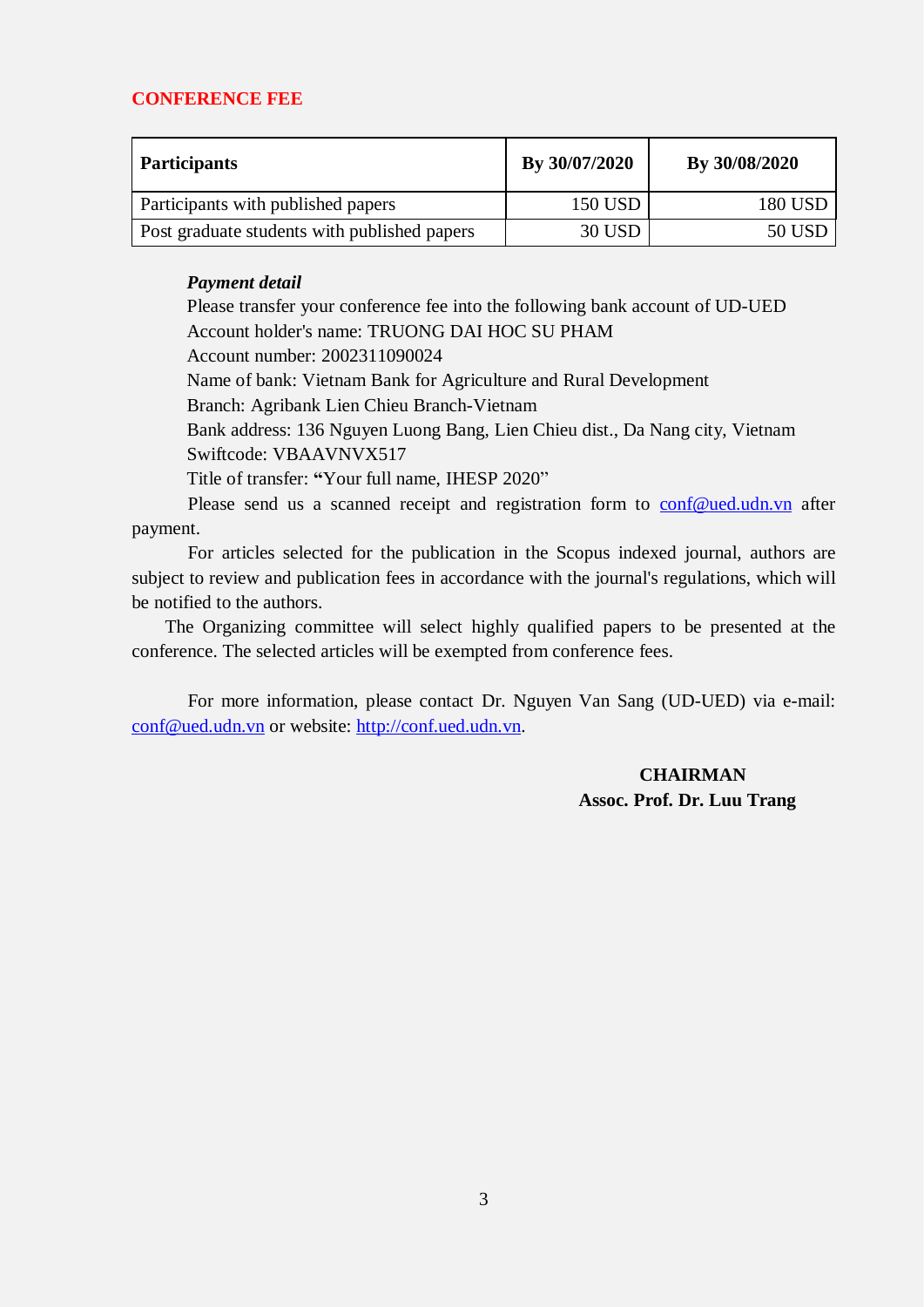## CONFERENCE FEE

| **Participants** | **By 30/07/2020** | **By 30/08/2020** |
|---|---|---|
| Participants with published papers | 150 USD | 180 USD |
| Post graduate students with published papers | 30 USD | 50 USD |

***Payment detail***

Please transfer your conference fee into the following bank account of UD-UED

Account holder's name: TRUONG DAI HOC SU PHAM

Account number: 2002311090024

Name of bank: Vietnam Bank for Agriculture and Rural Development

Branch: Agribank Lien Chieu Branch-Vietnam

Bank address: 136 Nguyen Luong Bang, Lien Chieu dist., Da Nang city, Vietnam

Swiftcode: VBAAVNVX517

Title of transfer: "Your full name, IHESP 2020"

Please send us a scanned receipt and registration form to conf@ued.udn.vn after payment.

For articles selected for the publication in the Scopus indexed journal, authors are subject to review and publication fees in accordance with the journal's regulations, which will be notified to the authors.

The Organizing committee will select highly qualified papers to be presented at the conference. The selected articles will be exempted from conference fees.

For more information, please contact Dr. Nguyen Van Sang (UD-UED) via e-mail: conf@ued.udn.vn or website: http://conf.ued.udn.vn.

**CHAIRMAN**

**Assoc. Prof. Dr. Luu Trang**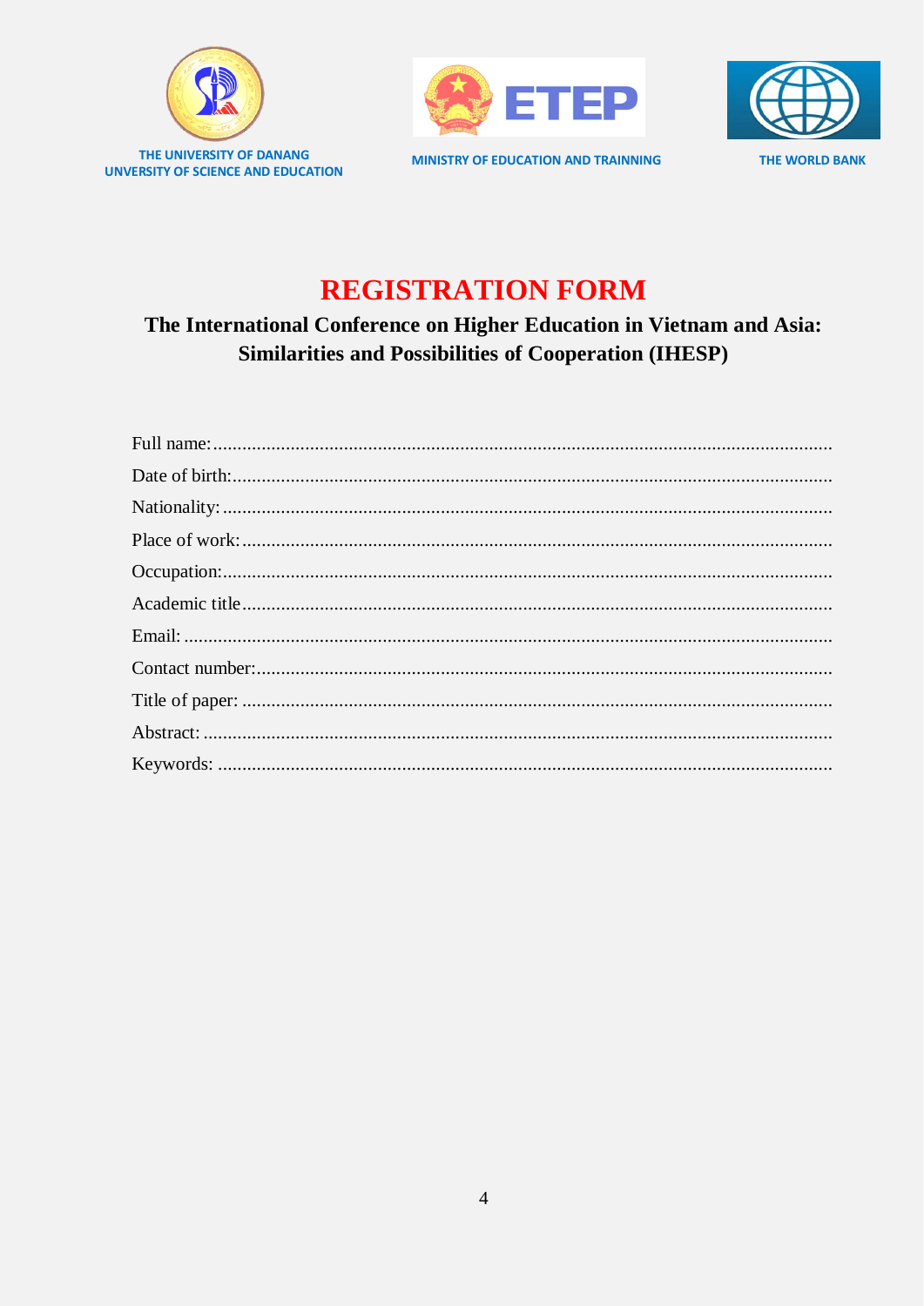THE UNIVERSITY OF DANANG
UNIVERSITY OF SCIENCE AND EDUCATION

MINISTRY OF EDUCATION AND TRAINNING

THE WORLD BANK

# REGISTRATION FORM

## The International Conference on Higher Education in Vietnam and Asia: Similarities and Possibilities of Cooperation (IHESP)

Full name:......................................................................................................................

Date of birth:..................................................................................................................

Nationality: ....................................................................................................................

Place of work:................................................................................................................

Occupation:....................................................................................................................

Academic title................................................................................................................

Email: ............................................................................................................................

Contact number:............................................................................................................

Title of paper: ................................................................................................................

Abstract: ........................................................................................................................

Keywords: ......................................................................................................................